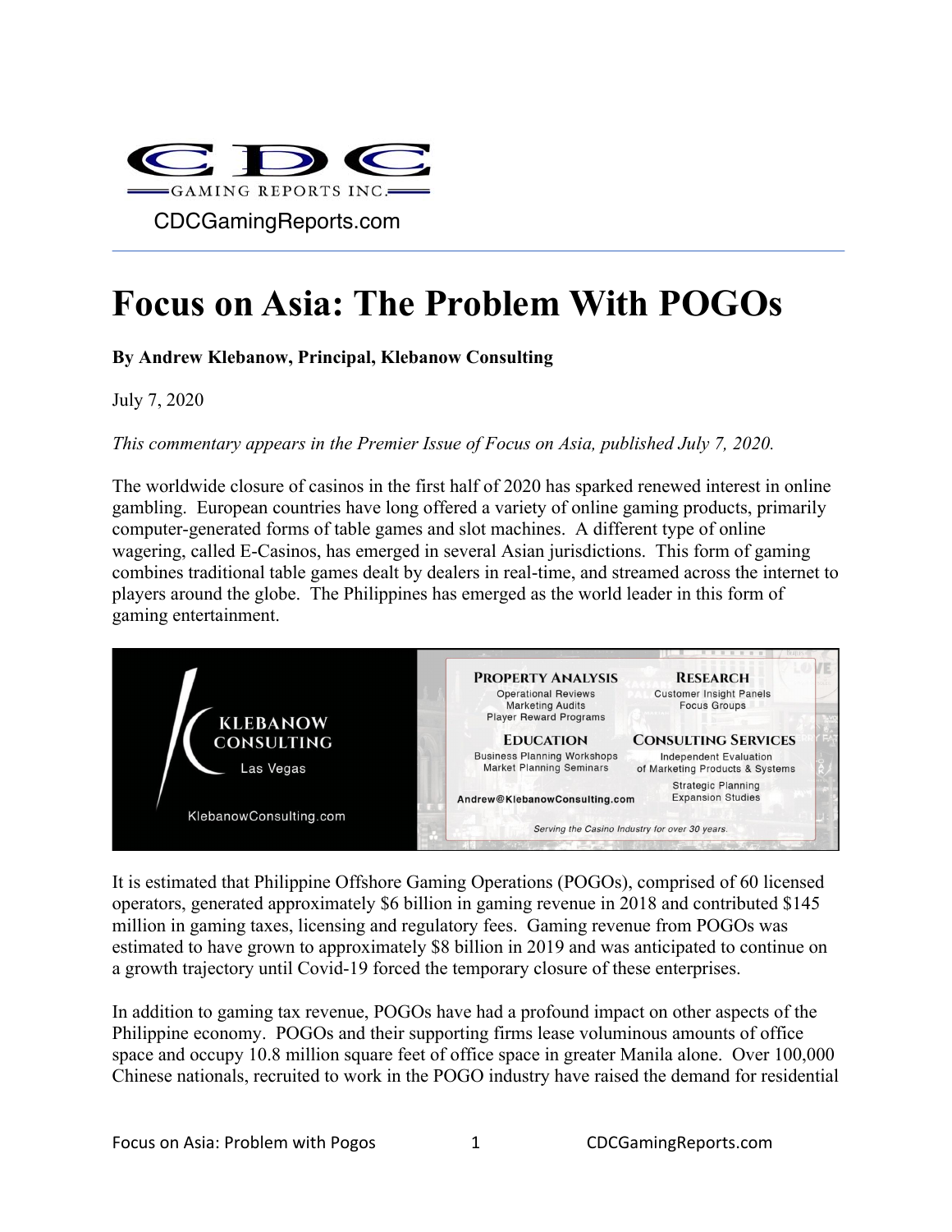CDCGamingReports.com

# Focus on Asia: The Problem With POGOs

**By Andrew Klebanow, Principal, Klebanow Consulting**

July 7, 2020

*This commentary appears in the Premier Issue of Focus on Asia, published July 7, 2020.*

The worldwide closure of casinos in the first half of 2020 has sparked renewed interest in online gambling. European countries have long offered a variety of online gaming products, primarily computer-generated forms of table games and slot machines. A different type of online wagering, called E-Casinos, has emerged in several Asian jurisdictions. This form of gaming combines traditional table games dealt by dealers in real-time, and streamed across the internet to players around the globe. The Philippines has emerged as the world leader in this form of gaming entertainment.

KLEBANOW CONSULTING
Las Vegas
KlebanowConsulting.com

PROPERTY ANALYSIS
Operational Reviews
Marketing Audits
Player Reward Programs

RESEARCH
Customer Insight Panels
Focus Groups

EDUCATION
Business Planning Workshops
Market Planning Seminars

CONSULTING SERVICES
Independent Evaluation of Marketing Products & Systems
Strategic Planning
Expansion Studies

Andrew@KlebanowConsulting.com

Serving the Casino Industry for over 30 years.

It is estimated that Philippine Offshore Gaming Operations (POGOs), comprised of 60 licensed operators, generated approximately $6 billion in gaming revenue in 2018 and contributed $145 million in gaming taxes, licensing and regulatory fees. Gaming revenue from POGOs was estimated to have grown to approximately $8 billion in 2019 and was anticipated to continue on a growth trajectory until Covid-19 forced the temporary closure of these enterprises.

In addition to gaming tax revenue, POGOs have had a profound impact on other aspects of the Philippine economy. POGOs and their supporting firms lease voluminous amounts of office space and occupy 10.8 million square feet of office space in greater Manila alone. Over 100,000 Chinese nationals, recruited to work in the POGO industry have raised the demand for residential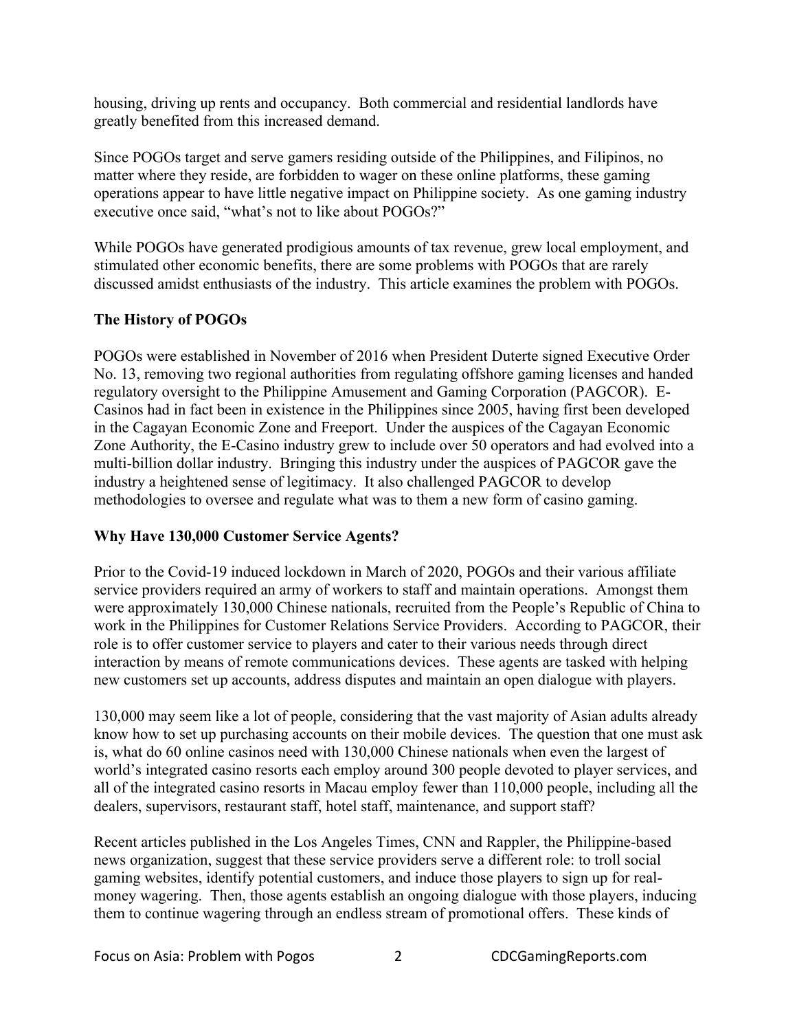housing, driving up rents and occupancy. Both commercial and residential landlords have greatly benefited from this increased demand.

Since POGOs target and serve gamers residing outside of the Philippines, and Filipinos, no matter where they reside, are forbidden to wager on these online platforms, these gaming operations appear to have little negative impact on Philippine society. As one gaming industry executive once said, "what's not to like about POGOs?"

While POGOs have generated prodigious amounts of tax revenue, grew local employment, and stimulated other economic benefits, there are some problems with POGOs that are rarely discussed amidst enthusiasts of the industry. This article examines the problem with POGOs.

**The History of POGOs**

POGOs were established in November of 2016 when President Duterte signed Executive Order No. 13, removing two regional authorities from regulating offshore gaming licenses and handed regulatory oversight to the Philippine Amusement and Gaming Corporation (PAGCOR). E-Casinos had in fact been in existence in the Philippines since 2005, having first been developed in the Cagayan Economic Zone and Freeport. Under the auspices of the Cagayan Economic Zone Authority, the E-Casino industry grew to include over 50 operators and had evolved into a multi-billion dollar industry. Bringing this industry under the auspices of PAGCOR gave the industry a heightened sense of legitimacy. It also challenged PAGCOR to develop methodologies to oversee and regulate what was to them a new form of casino gaming.

**Why Have 130,000 Customer Service Agents?**

Prior to the Covid-19 induced lockdown in March of 2020, POGOs and their various affiliate service providers required an army of workers to staff and maintain operations. Amongst them were approximately 130,000 Chinese nationals, recruited from the People's Republic of China to work in the Philippines for Customer Relations Service Providers. According to PAGCOR, their role is to offer customer service to players and cater to their various needs through direct interaction by means of remote communications devices. These agents are tasked with helping new customers set up accounts, address disputes and maintain an open dialogue with players.

130,000 may seem like a lot of people, considering that the vast majority of Asian adults already know how to set up purchasing accounts on their mobile devices. The question that one must ask is, what do 60 online casinos need with 130,000 Chinese nationals when even the largest of world's integrated casino resorts each employ around 300 people devoted to player services, and all of the integrated casino resorts in Macau employ fewer than 110,000 people, including all the dealers, supervisors, restaurant staff, hotel staff, maintenance, and support staff?

Recent articles published in the Los Angeles Times, CNN and Rappler, the Philippine-based news organization, suggest that these service providers serve a different role: to troll social gaming websites, identify potential customers, and induce those players to sign up for real-money wagering. Then, those agents establish an ongoing dialogue with those players, inducing them to continue wagering through an endless stream of promotional offers. These kinds of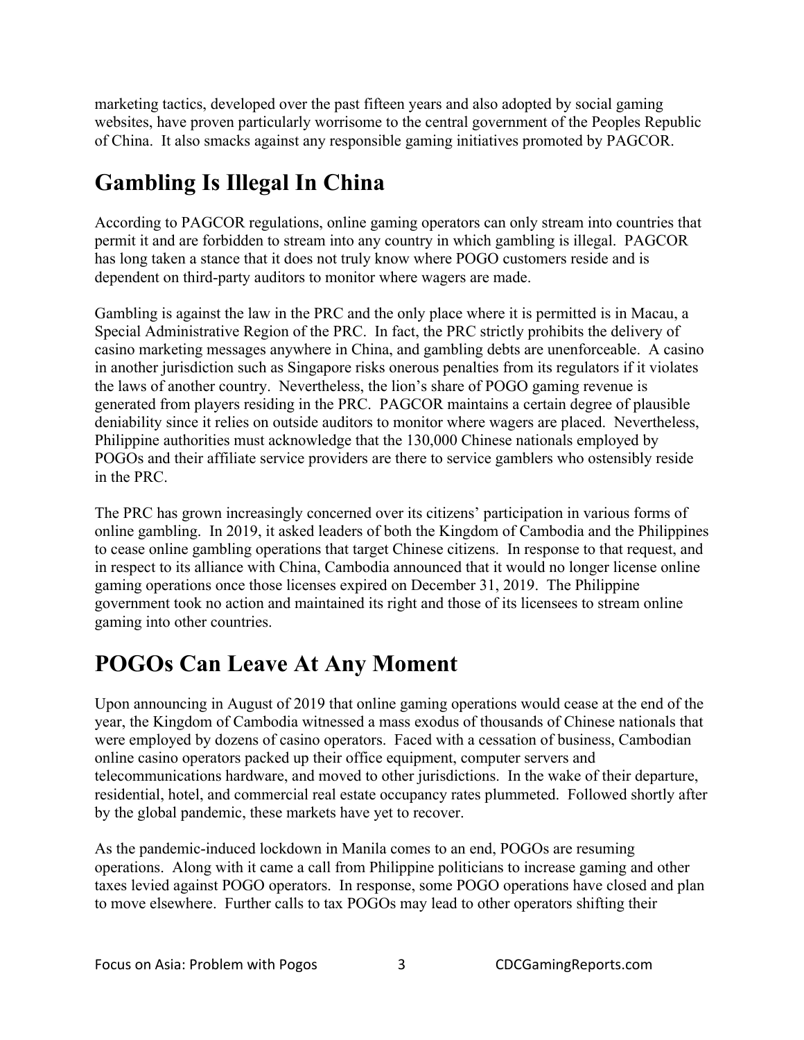marketing tactics, developed over the past fifteen years and also adopted by social gaming websites, have proven particularly worrisome to the central government of the Peoples Republic of China. It also smacks against any responsible gaming initiatives promoted by PAGCOR.

## Gambling Is Illegal In China

According to PAGCOR regulations, online gaming operators can only stream into countries that permit it and are forbidden to stream into any country in which gambling is illegal. PAGCOR has long taken a stance that it does not truly know where POGO customers reside and is dependent on third-party auditors to monitor where wagers are made.

Gambling is against the law in the PRC and the only place where it is permitted is in Macau, a Special Administrative Region of the PRC. In fact, the PRC strictly prohibits the delivery of casino marketing messages anywhere in China, and gambling debts are unenforceable. A casino in another jurisdiction such as Singapore risks onerous penalties from its regulators if it violates the laws of another country. Nevertheless, the lion's share of POGO gaming revenue is generated from players residing in the PRC. PAGCOR maintains a certain degree of plausible deniability since it relies on outside auditors to monitor where wagers are placed. Nevertheless, Philippine authorities must acknowledge that the 130,000 Chinese nationals employed by POGOs and their affiliate service providers are there to service gamblers who ostensibly reside in the PRC.

The PRC has grown increasingly concerned over its citizens' participation in various forms of online gambling. In 2019, it asked leaders of both the Kingdom of Cambodia and the Philippines to cease online gambling operations that target Chinese citizens. In response to that request, and in respect to its alliance with China, Cambodia announced that it would no longer license online gaming operations once those licenses expired on December 31, 2019. The Philippine government took no action and maintained its right and those of its licensees to stream online gaming into other countries.

## POGOs Can Leave At Any Moment

Upon announcing in August of 2019 that online gaming operations would cease at the end of the year, the Kingdom of Cambodia witnessed a mass exodus of thousands of Chinese nationals that were employed by dozens of casino operators. Faced with a cessation of business, Cambodian online casino operators packed up their office equipment, computer servers and telecommunications hardware, and moved to other jurisdictions. In the wake of their departure, residential, hotel, and commercial real estate occupancy rates plummeted. Followed shortly after by the global pandemic, these markets have yet to recover.

As the pandemic-induced lockdown in Manila comes to an end, POGOs are resuming operations. Along with it came a call from Philippine politicians to increase gaming and other taxes levied against POGO operators. In response, some POGO operations have closed and plan to move elsewhere. Further calls to tax POGOs may lead to other operators shifting their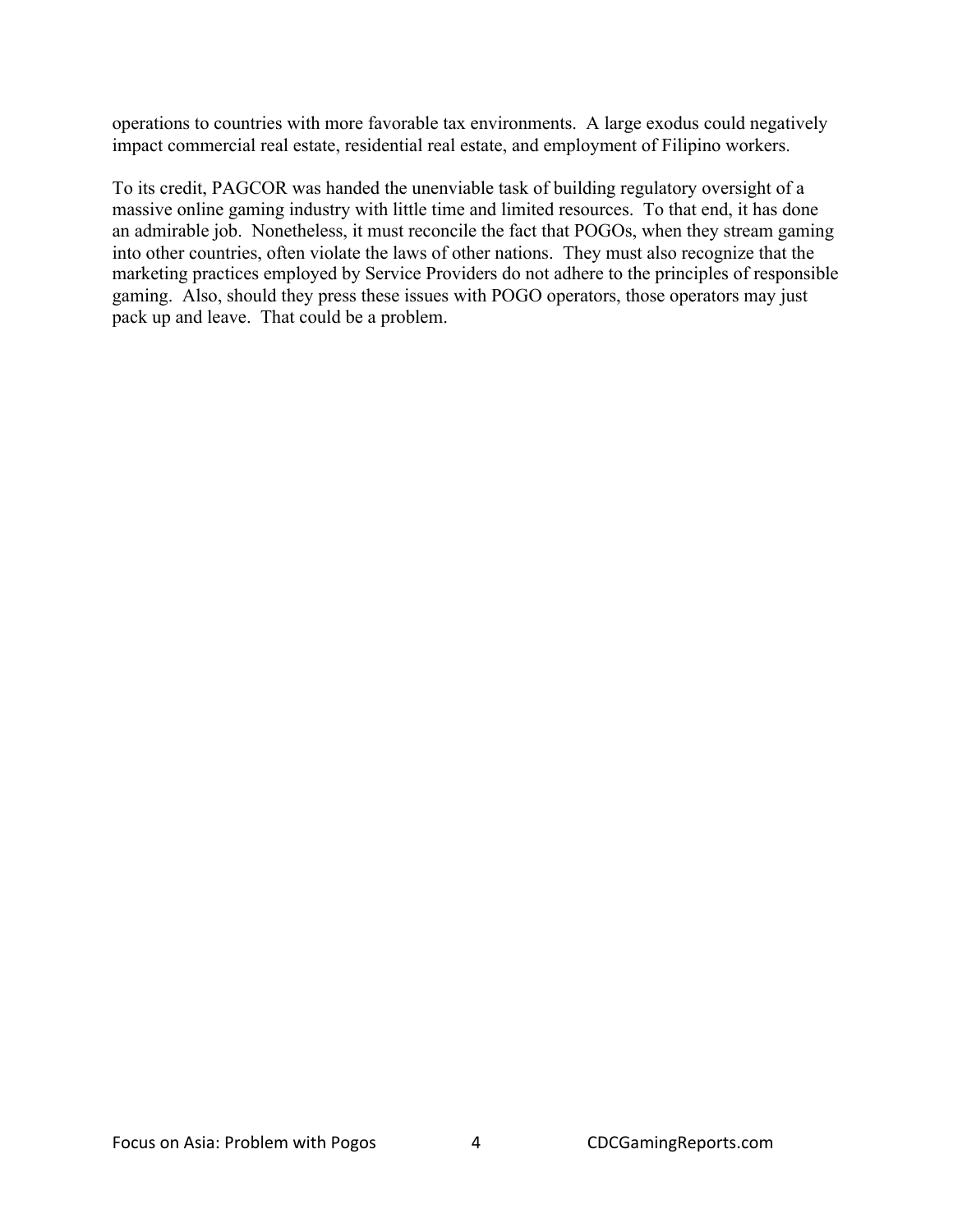operations to countries with more favorable tax environments. A large exodus could negatively impact commercial real estate, residential real estate, and employment of Filipino workers.

To its credit, PAGCOR was handed the unenviable task of building regulatory oversight of a massive online gaming industry with little time and limited resources. To that end, it has done an admirable job. Nonetheless, it must reconcile the fact that POGOs, when they stream gaming into other countries, often violate the laws of other nations. They must also recognize that the marketing practices employed by Service Providers do not adhere to the principles of responsible gaming. Also, should they press these issues with POGO operators, those operators may just pack up and leave. That could be a problem.